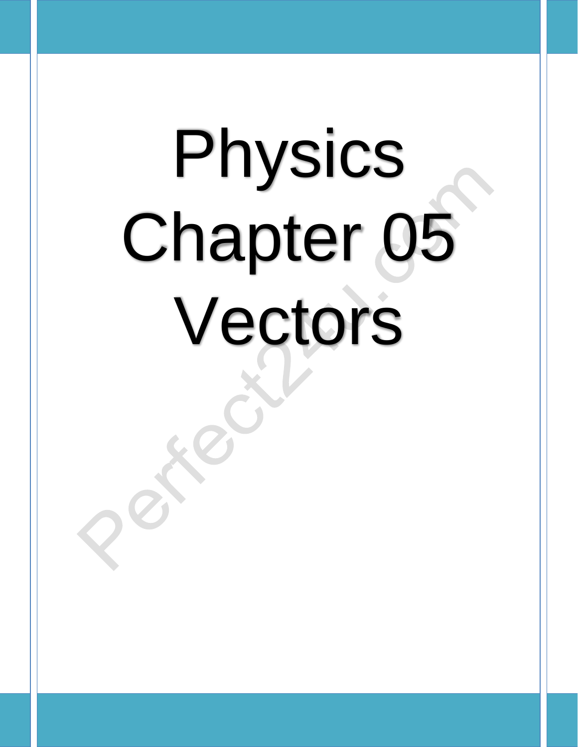# Physics Chapter 05 Vectors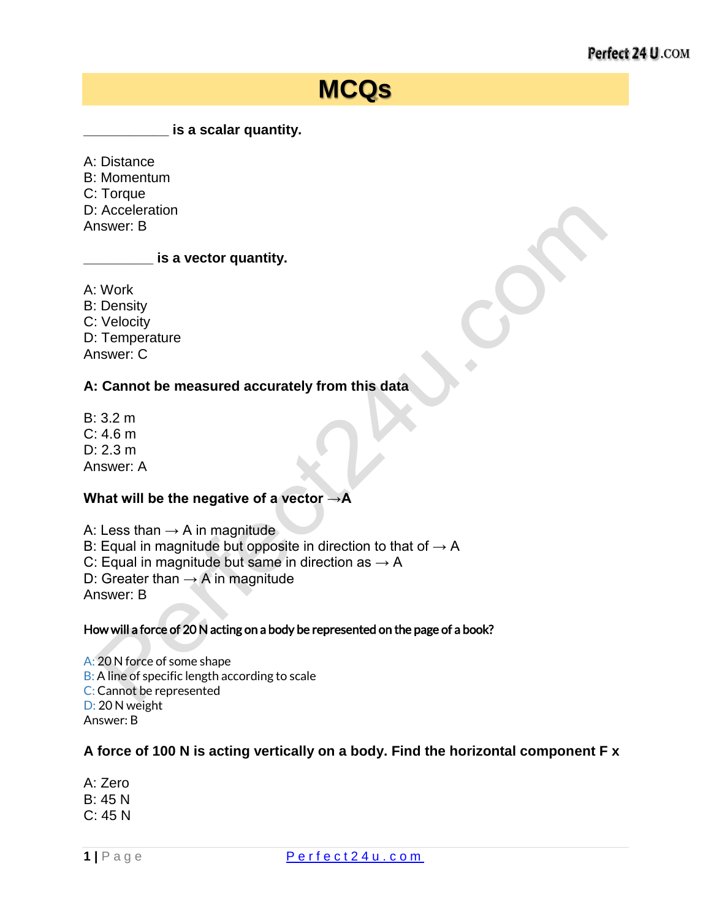# MCQs

**___________ is a scalar quantity.**

A: Distance
B: Momentum
C: Torque
D: Acceleration
Answer: B

**_________ is a vector quantity.**

A: Work
B: Density
C: Velocity
D: Temperature
Answer: C

**A: Cannot be measured accurately from this data**

B: 3.2 m
C: 4.6 m
D: 2.3 m
Answer: A

**What will be the negative of a vector $\vec{A}$**

A: Less than $\vec{A}$ in magnitude
B: Equal in magnitude but opposite in direction to that of $\vec{A}$
C: Equal in magnitude but same in direction as $\vec{A}$
D: Greater than $\vec{A}$ in magnitude
Answer: B

**How will a force of 20 N acting on a body be represented on the page of a book?**

A: 20 N force of some shape
B: A line of specific length according to scale
C: Cannot be represented
D: 20 N weight
Answer: B

**A force of 100 N is acting vertically on a body. Find the horizontal component $F_x$**

A: Zero
B: 45 N
C: 45 N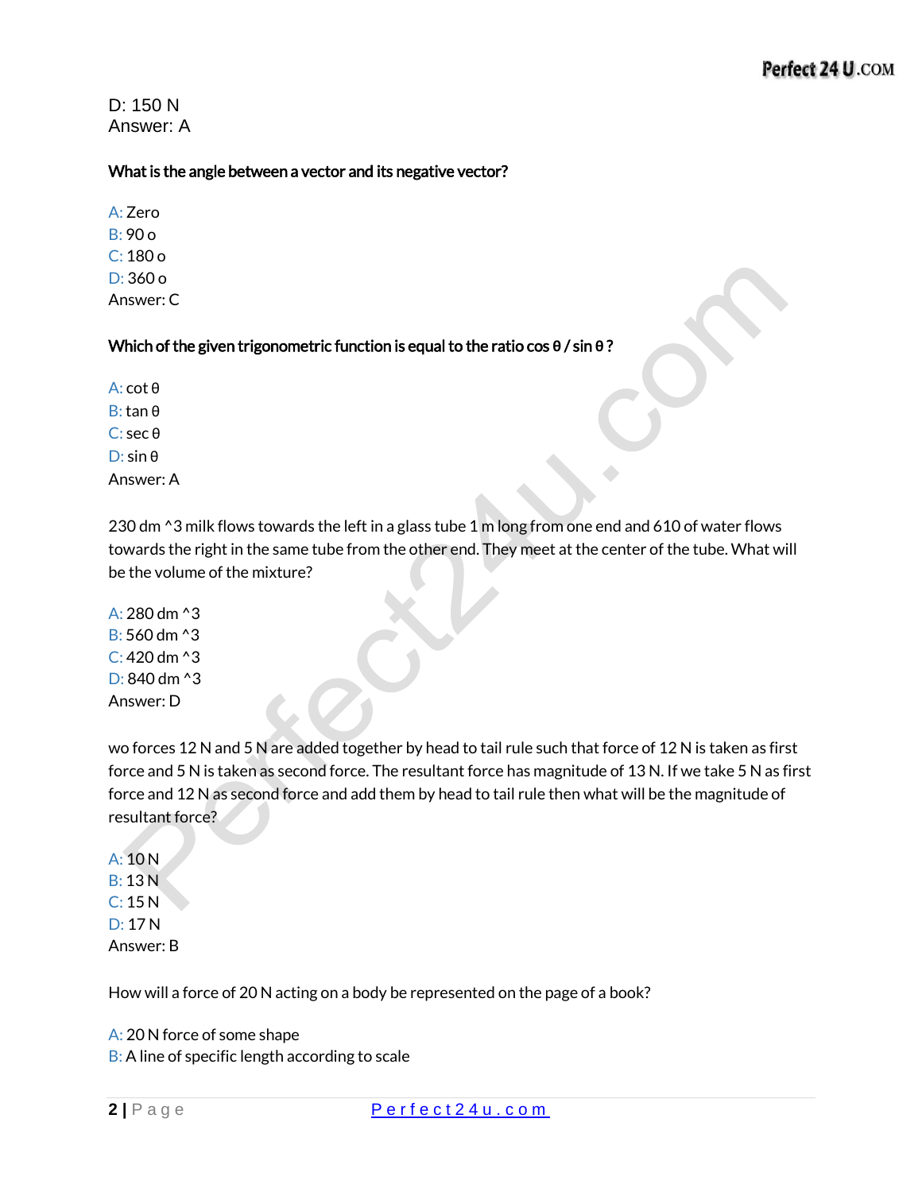D: 150 N
Answer: A

**What is the angle between a vector and its negative vector?**

A: Zero
B: 90 o
C: 180 o
D: 360 o
Answer: C

**Which of the given trigonometric function is equal to the ratio cos θ / sin θ ?**

A: cot θ
B: tan θ
C: sec θ
D: sin θ
Answer: A

230 dm ^3 milk flows towards the left in a glass tube 1 m long from one end and 610 of water flows towards the right in the same tube from the other end. They meet at the center of the tube. What will be the volume of the mixture?

A: 280 dm ^3
B: 560 dm ^3
C: 420 dm ^3
D: 840 dm ^3
Answer: D

wo forces 12 N and 5 N are added together by head to tail rule such that force of 12 N is taken as first force and 5 N is taken as second force. The resultant force has magnitude of 13 N. If we take 5 N as first force and 12 N as second force and add them by head to tail rule then what will be the magnitude of resultant force?

A: 10 N
B: 13 N
C: 15 N
D: 17 N
Answer: B

How will a force of 20 N acting on a body be represented on the page of a book?

A: 20 N force of some shape
B: A line of specific length according to scale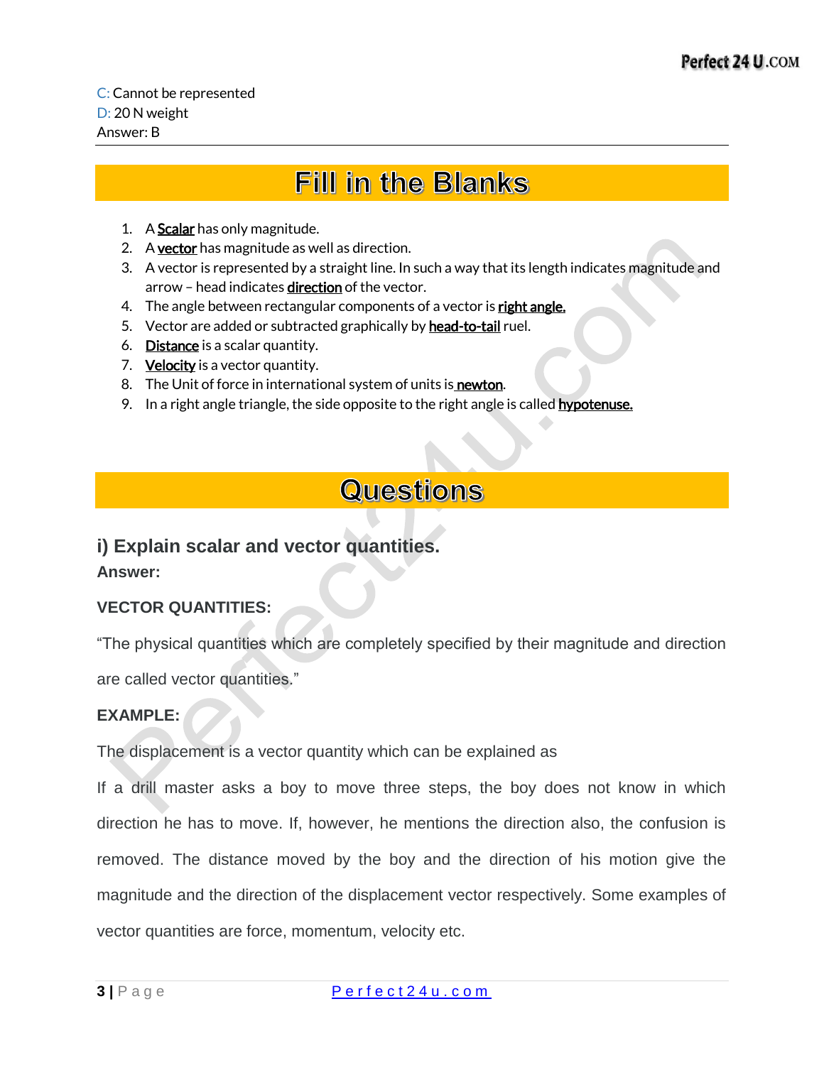C: Cannot be represented
D: 20 N weight
Answer: B

## Fill in the Blanks

1. A **Scalar** has only magnitude.
2. A **vector** has magnitude as well as direction.
3. A vector is represented by a straight line. In such a way that its length indicates magnitude and arrow – head indicates **direction** of the vector.
4. The angle between rectangular components of a vector is **right angle.**
5. Vector are added or subtracted graphically by **head-to-tail** ruel.
6. **Distance** is a scalar quantity.
7. **Velocity** is a vector quantity.
8. The Unit of force in international system of units is **newton**.
9. In a right angle triangle, the side opposite to the right angle is called **hypotenuse.**

## Questions

### i) Explain scalar and vector quantities.

**Answer:**

**VECTOR QUANTITIES:**

"The physical quantities which are completely specified by their magnitude and direction are called vector quantities."

**EXAMPLE:**

The displacement is a vector quantity which can be explained as

If a drill master asks a boy to move three steps, the boy does not know in which direction he has to move. If, however, he mentions the direction also, the confusion is removed. The distance moved by the boy and the direction of his motion give the magnitude and the direction of the displacement vector respectively. Some examples of vector quantities are force, momentum, velocity etc.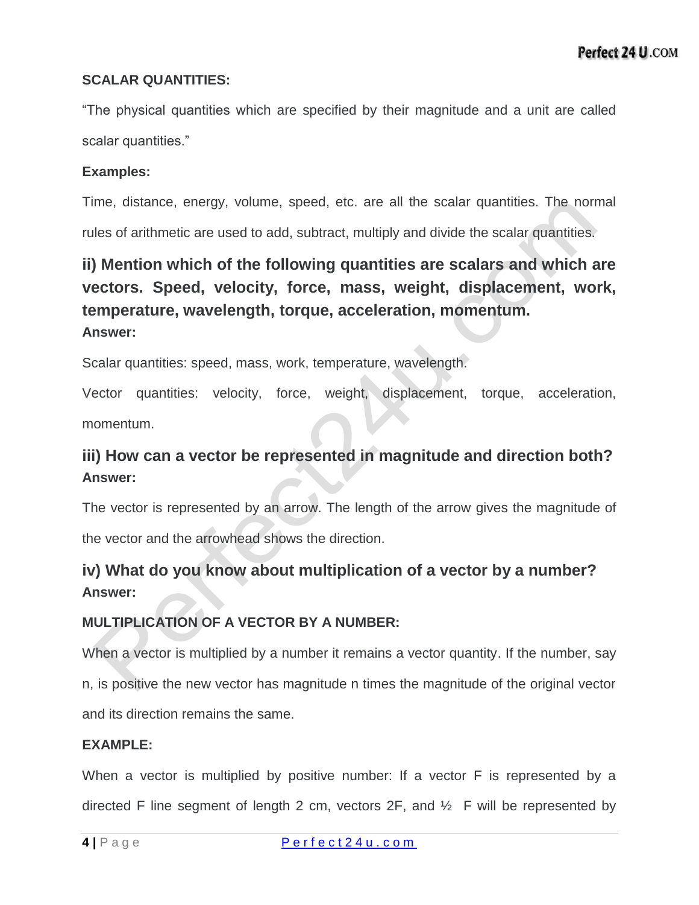**SCALAR QUANTITIES:**

"The physical quantities which are specified by their magnitude and a unit are called scalar quantities."

**Examples:**

Time, distance, energy, volume, speed, etc. are all the scalar quantities. The normal rules of arithmetic are used to add, subtract, multiply and divide the scalar quantities.

## ii) Mention which of the following quantities are scalars and which are vectors. Speed, velocity, force, mass, weight, displacement, work, temperature, wavelength, torque, acceleration, momentum.

**Answer:**

Scalar quantities: speed, mass, work, temperature, wavelength.

Vector quantities: velocity, force, weight, displacement, torque, acceleration, momentum.

## iii) How can a vector be represented in magnitude and direction both?

**Answer:**

The vector is represented by an arrow. The length of the arrow gives the magnitude of the vector and the arrowhead shows the direction.

## iv) What do you know about multiplication of a vector by a number?

**Answer:**

**MULTIPLICATION OF A VECTOR BY A NUMBER:**

When a vector is multiplied by a number it remains a vector quantity. If the number, say n, is positive the new vector has magnitude n times the magnitude of the original vector and its direction remains the same.

**EXAMPLE:**

When a vector is multiplied by positive number: If a vector F is represented by a directed F line segment of length 2 cm, vectors 2F, and ½ F will be represented by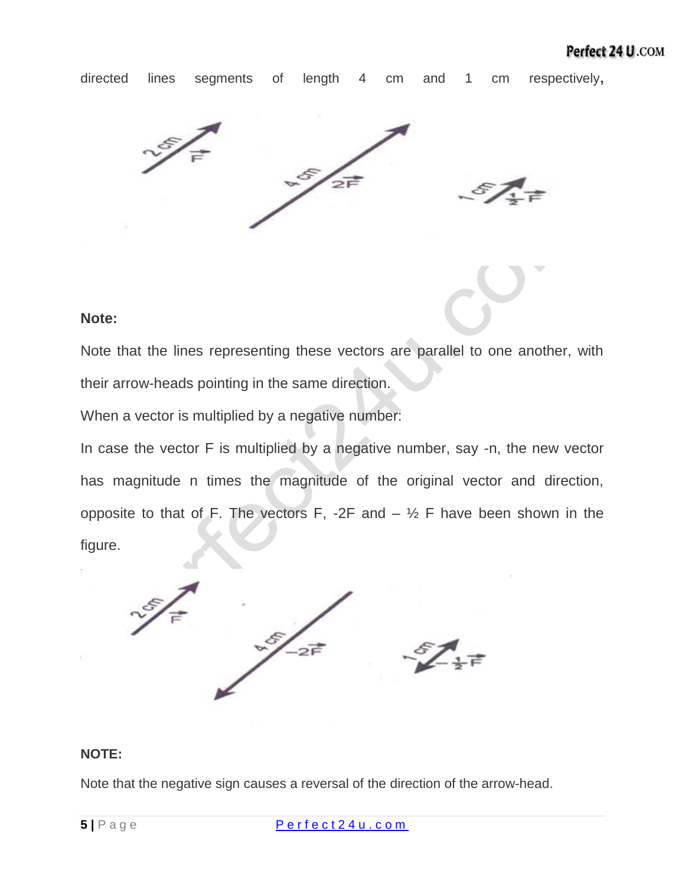directed lines segments of length 4 cm and 1 cm respectively,

**Note:**

Note that the lines representing these vectors are parallel to one another, with their arrow-heads pointing in the same direction.

When a vector is multiplied by a negative number:

In case the vector F is multiplied by a negative number, say -n, the new vector has magnitude n times the magnitude of the original vector and direction, opposite to that of F. The vectors F, -2F and – ½ F have been shown in the figure.

**NOTE:**

Note that the negative sign causes a reversal of the direction of the arrow-head.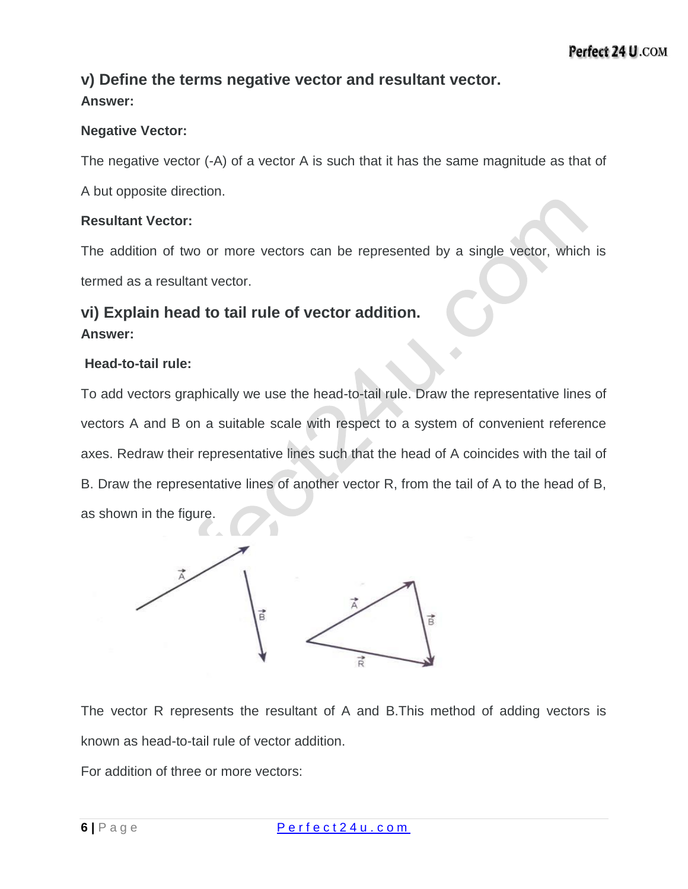### v) Define the terms negative vector and resultant vector.

**Answer:**

**Negative Vector:**

The negative vector (-A) of a vector A is such that it has the same magnitude as that of A but opposite direction.

**Resultant Vector:**

The addition of two or more vectors can be represented by a single vector, which is termed as a resultant vector.

### vi) Explain head to tail rule of vector addition.

**Answer:**

**Head-to-tail rule:**

To add vectors graphically we use the head-to-tail rule. Draw the representative lines of vectors A and B on a suitable scale with respect to a system of convenient reference axes. Redraw their representative lines such that the head of A coincides with the tail of B. Draw the representative lines of another vector R, from the tail of A to the head of B, as shown in the figure.

The vector R represents the resultant of A and B.This method of adding vectors is known as head-to-tail rule of vector addition.

For addition of three or more vectors: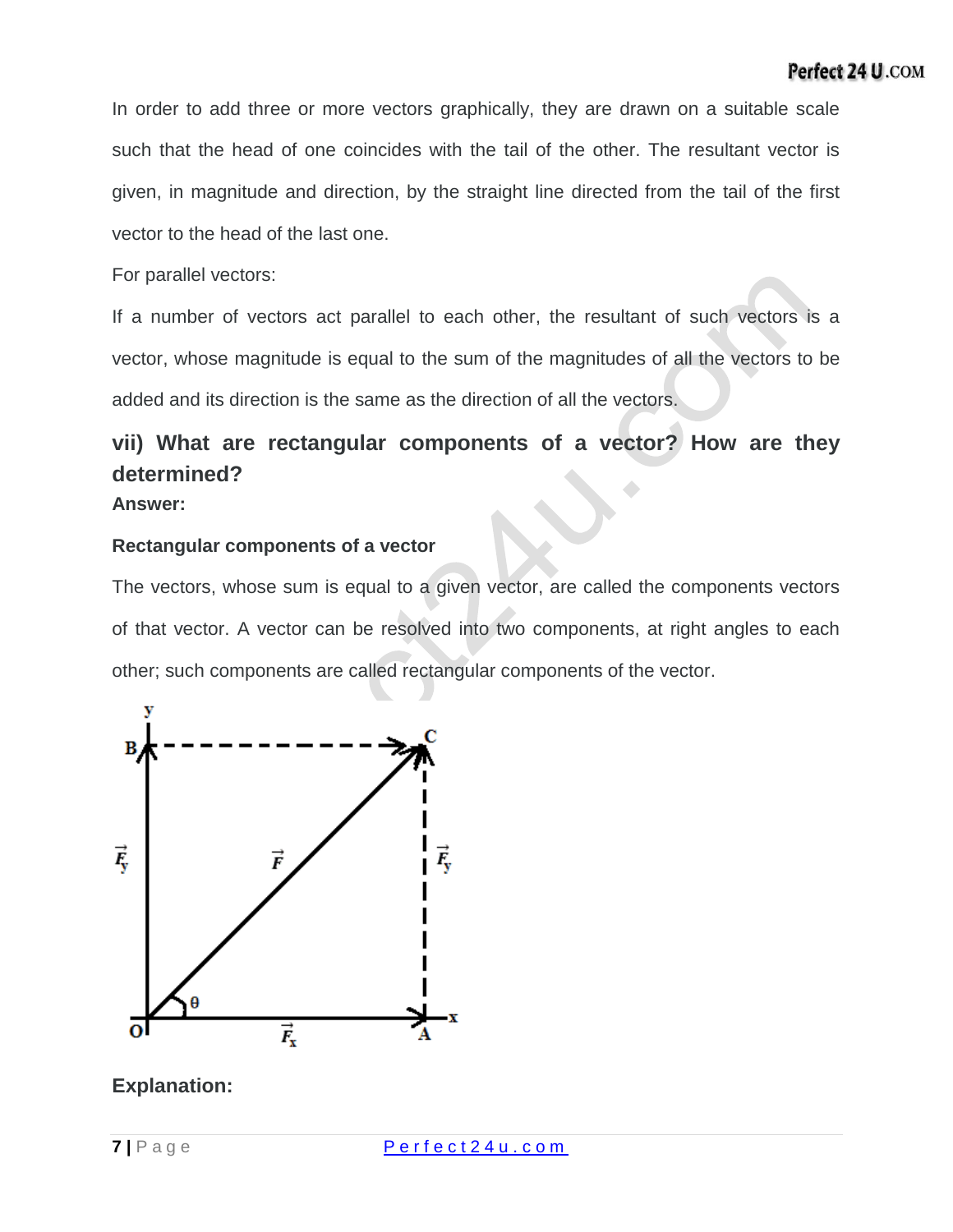In order to add three or more vectors graphically, they are drawn on a suitable scale such that the head of one coincides with the tail of the other. The resultant vector is given, in magnitude and direction, by the straight line directed from the tail of the first vector to the head of the last one.

For parallel vectors:

If a number of vectors act parallel to each other, the resultant of such vectors is a vector, whose magnitude is equal to the sum of the magnitudes of all the vectors to be added and its direction is the same as the direction of all the vectors.

## vii) What are rectangular components of a vector? How are they determined?

**Answer:**

**Rectangular components of a vector**

The vectors, whose sum is equal to a given vector, are called the components vectors of that vector. A vector can be resolved into two components, at right angles to each other; such components are called rectangular components of the vector.

**Explanation:**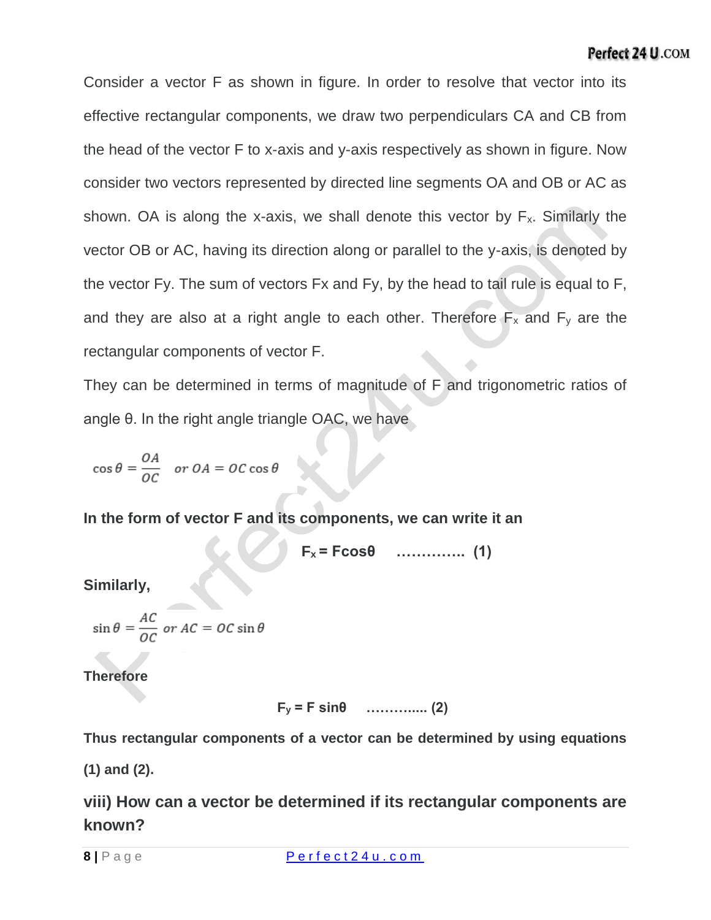Consider a vector F as shown in figure. In order to resolve that vector into its effective rectangular components, we draw two perpendiculars CA and CB from the head of the vector F to x-axis and y-axis respectively as shown in figure. Now consider two vectors represented by directed line segments OA and OB or AC as shown. OA is along the x-axis, we shall denote this vector by $F_x$. Similarly the vector OB or AC, having its direction along or parallel to the y-axis, is denoted by the vector Fy. The sum of vectors Fx and Fy, by the head to tail rule is equal to F, and they are also at a right angle to each other. Therefore $F_x$ and $F_y$ are the rectangular components of vector F.

They can be determined in terms of magnitude of F and trigonometric ratios of angle θ. In the right angle triangle OAC, we have

$$\cos\theta = \frac{OA}{OC} \quad or\ OA = OC\cos\theta$$

**In the form of vector F and its components, we can write it an**

$$F_x = F\cos\theta \quad \ldots\ldots\ldots\ldots\ldots \quad (1)$$

**Similarly,**

$$\sin\theta = \frac{AC}{OC}\ or\ AC = OC\sin\theta$$

**Therefore**

$$F_y = F\sin\theta \quad \ldots\ldots\ldots\ldots\ldots \quad (2)$$

**Thus rectangular components of a vector can be determined by using equations (1) and (2).**

### viii) How can a vector be determined if its rectangular components are known?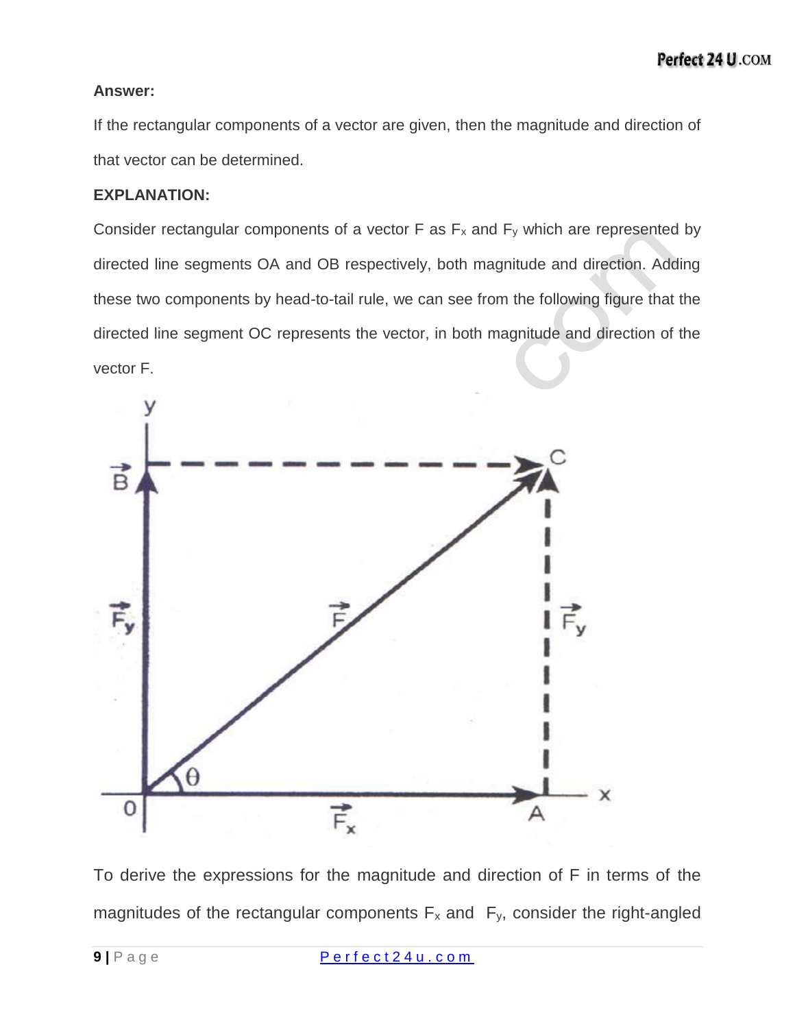**Answer:**

If the rectangular components of a vector are given, then the magnitude and direction of that vector can be determined.

**EXPLANATION:**

Consider rectangular components of a vector F as $F_x$ and $F_y$ which are represented by directed line segments OA and OB respectively, both magnitude and direction. Adding these two components by head-to-tail rule, we can see from the following figure that the directed line segment OC represents the vector, in both magnitude and direction of the vector F.

To derive the expressions for the magnitude and direction of F in terms of the magnitudes of the rectangular components $F_x$ and $F_y$, consider the right-angled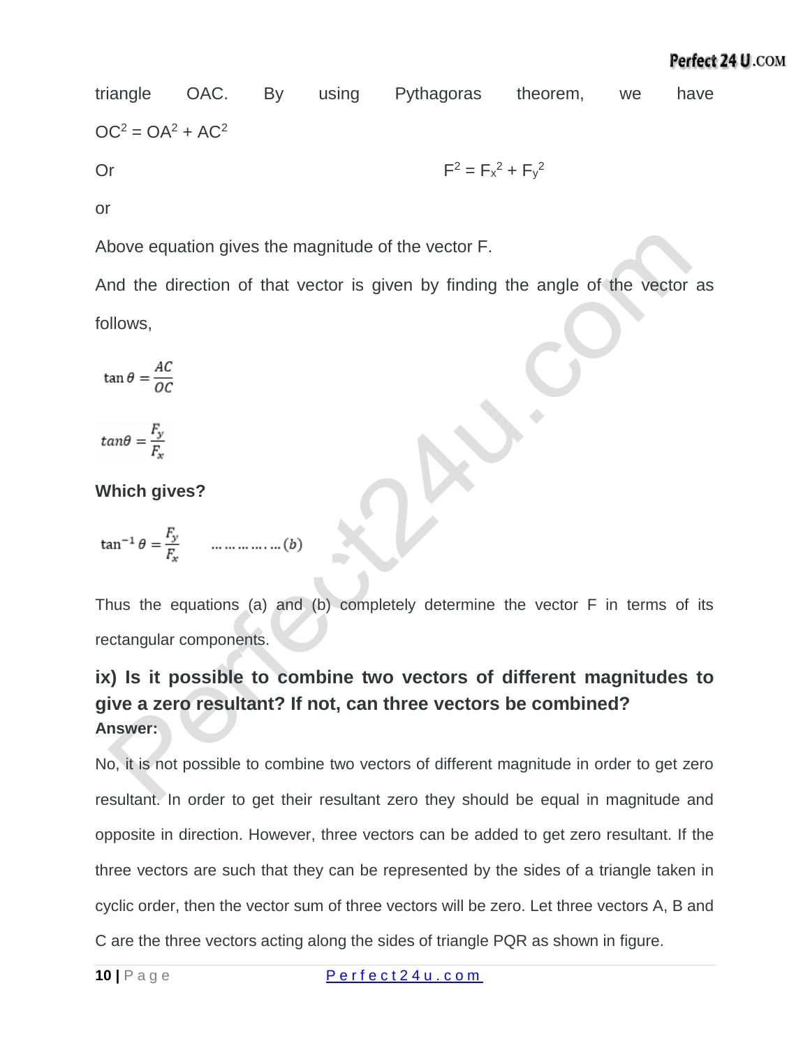triangle OAC. By using Pythagoras theorem, we have

$OC^2 = OA^2 + AC^2$

Or $$F^2 = F_x^2 + F_y^2$$

or

Above equation gives the magnitude of the vector F.

And the direction of that vector is given by finding the angle of the vector as follows,

$$\tan\theta = \frac{AC}{OC}$$

$$tan\theta = \frac{F_y}{F_x}$$

**Which gives?**

$$\tan^{-1}\theta = \frac{F_y}{F_x} \qquad \ldots\ldots\ldots\ldots(b)$$

Thus the equations (a) and (b) completely determine the vector F in terms of its rectangular components.

### ix) Is it possible to combine two vectors of different magnitudes to give a zero resultant? If not, can three vectors be combined?

**Answer:**

No, it is not possible to combine two vectors of different magnitude in order to get zero resultant. In order to get their resultant zero they should be equal in magnitude and opposite in direction. However, three vectors can be added to get zero resultant. If the three vectors are such that they can be represented by the sides of a triangle taken in cyclic order, then the vector sum of three vectors will be zero. Let three vectors A, B and C are the three vectors acting along the sides of triangle PQR as shown in figure.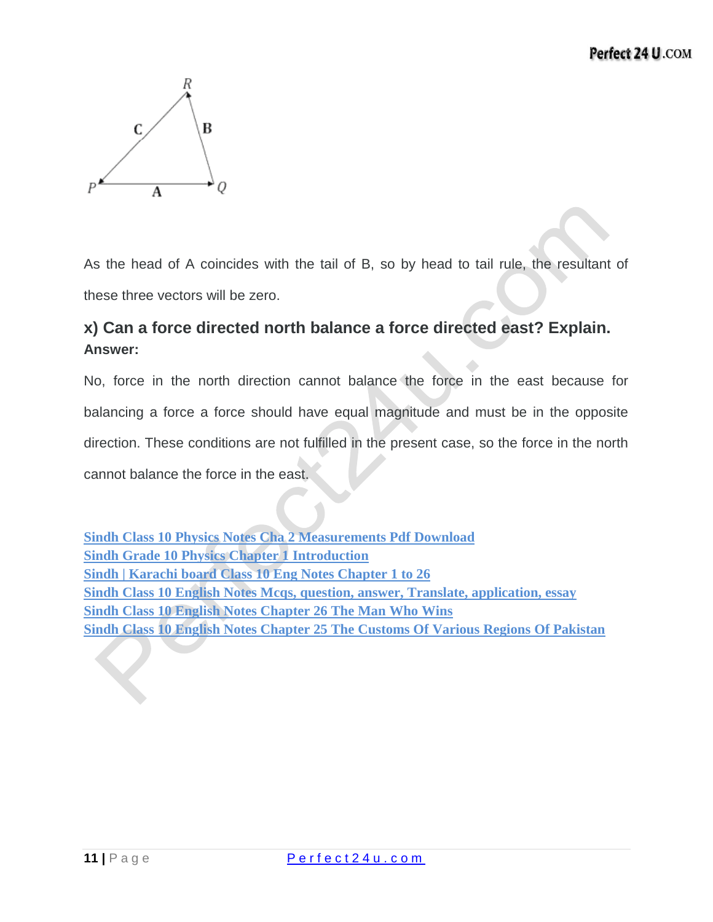R

C B

P A Q

As the head of A coincides with the tail of B, so by head to tail rule, the resultant of these three vectors will be zero.

### x) Can a force directed north balance a force directed east? Explain.

**Answer:**

No, force in the north direction cannot balance the force in the east because for balancing a force a force should have equal magnitude and must be in the opposite direction. These conditions are not fulfilled in the present case, so the force in the north cannot balance the force in the east.

Sindh Class 10 Physics Notes Cha 2 Measurements Pdf Download
Sindh Grade 10 Physics Chapter 1 Introduction
Sindh | Karachi board Class 10 Eng Notes Chapter 1 to 26
Sindh Class 10 English Notes Mcqs, question, answer, Translate, application, essay
Sindh Class 10 English Notes Chapter 26 The Man Who Wins
Sindh Class 10 English Notes Chapter 25 The Customs Of Various Regions Of Pakistan